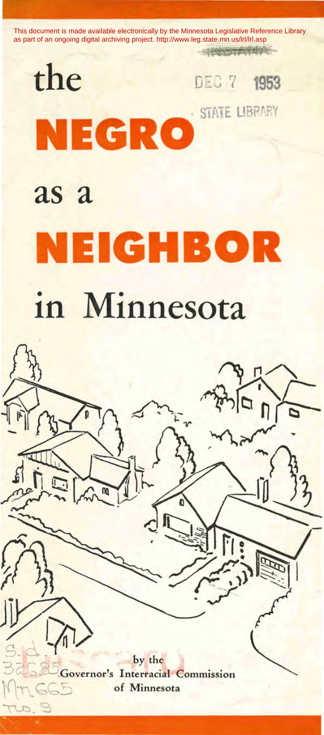This document is made available electronically by the Minnesota Legislative Reference Library as part of an ongoing digital archiving project. http://www.leg.state.mn.us/lrl/lrl.asp

DEC 7 1953

STATE LIBRARY

# the NEGRO as a NEIGHBOR in Minnesota

by the
Governor's Interracial Commission
of Minnesota

S.d.
326.85
Mn665
no. 9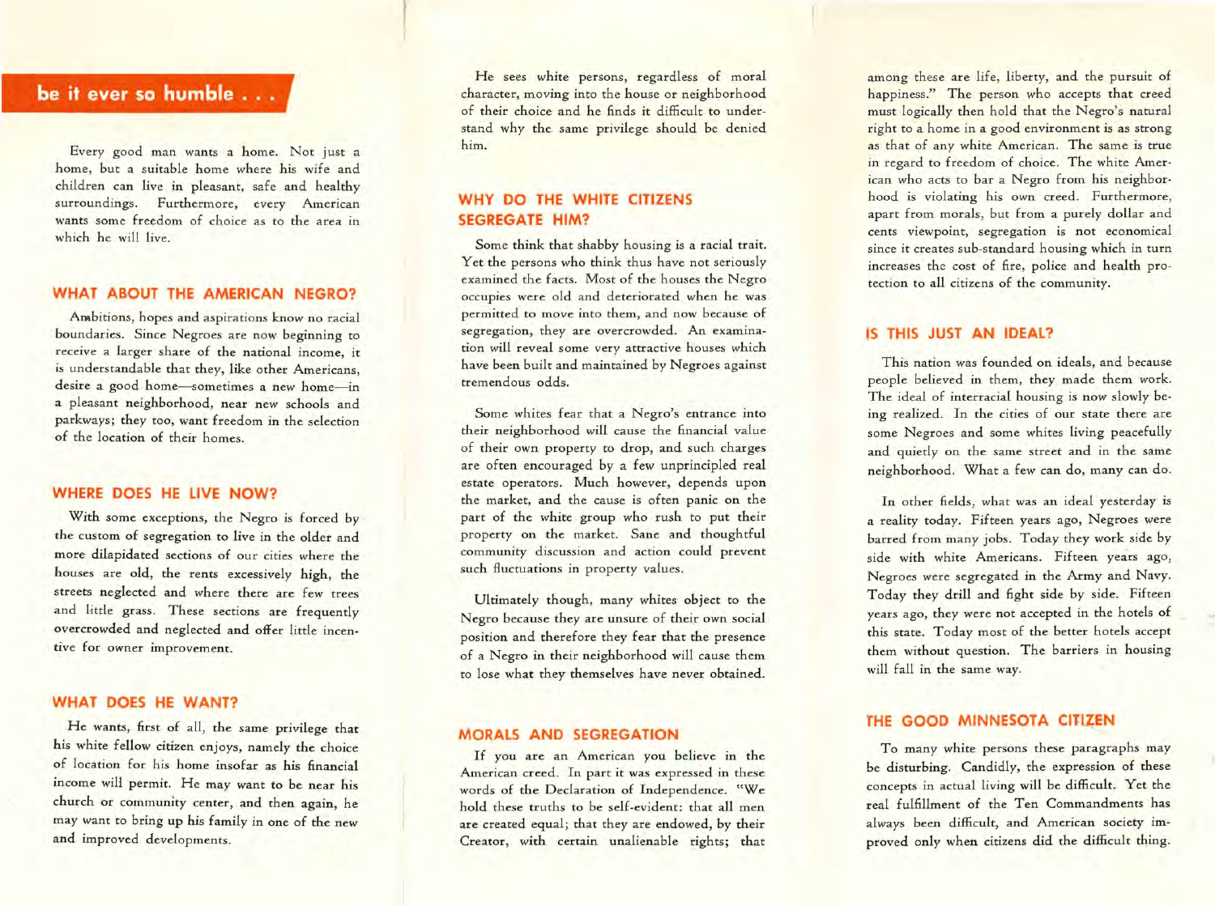## be it ever so humble . . .

Every good man wants a home. Not just a home, but a suitable home where his wife and children can live in pleasant, safe and healthy surroundings. Furthermore, every American wants some freedom of choice as to the area in which he will live.

### WHAT ABOUT THE AMERICAN NEGRO?

Ambitions, hopes and aspirations know no racial boundaries. Since Negroes are now beginning to receive a larger share of the national income, it is understandable that they, like other Americans, desire a good home—sometimes a new home—in a pleasant neighborhood, near new schools and parkways; they too, want freedom in the selection of the location of their homes.

### WHERE DOES HE LIVE NOW?

With some exceptions, the Negro is forced by the custom of segregation to live in the older and more dilapidated sections of our cities where the houses are old, the rents excessively high, the streets neglected and where there are few trees and little grass. These sections are frequently overcrowded and neglected and offer little incentive for owner improvement.

### WHAT DOES HE WANT?

He wants, first of all, the same privilege that his white fellow citizen enjoys, namely the choice of location for his home insofar as his financial income will permit. He may want to be near his church or community center, and then again, he may want to bring up his family in one of the new and improved developments.

He sees white persons, regardless of moral character, moving into the house or neighborhood of their choice and he finds it difficult to understand why the same privilege should be denied him.

### WHY DO THE WHITE CITIZENS SEGREGATE HIM?

Some think that shabby housing is a racial trait. Yet the persons who think thus have not seriously examined the facts. Most of the houses the Negro occupies were old and deteriorated when he was permitted to move into them, and now because of segregation, they are overcrowded. An examination will reveal some very attractive houses which have been built and maintained by Negroes against tremendous odds.

Some whites fear that a Negro's entrance into their neighborhood will cause the financial value of their own property to drop, and such charges are often encouraged by a few unprincipled real estate operators. Much however, depends upon the market, and the cause is often panic on the part of the white group who rush to put their property on the market. Sane and thoughtful community discussion and action could prevent such fluctuations in property values.

Ultimately though, many whites object to the Negro because they are unsure of their own social position and therefore they fear that the presence of a Negro in their neighborhood will cause them to lose what they themselves have never obtained.

### MORALS AND SEGREGATION

If you are an American you believe in the American creed. In part it was expressed in these words of the Declaration of Independence. "We hold these truths to be self-evident: that all men are created equal; that they are endowed, by their Creator, with certain unalienable rights; that among these are life, liberty, and the pursuit of happiness." The person who accepts that creed must logically then hold that the Negro's natural right to a home in a good environment is as strong as that of any white American. The same is true in regard to freedom of choice. The white American who acts to bar a Negro from his neighborhood is violating his own creed. Furthermore, apart from morals, but from a purely dollar and cents viewpoint, segregation is not economical since it creates sub-standard housing which in turn increases the cost of fire, police and health protection to all citizens of the community.

### IS THIS JUST AN IDEAL?

This nation was founded on ideals, and because people believed in them, they made them work. The ideal of interracial housing is now slowly being realized. In the cities of our state there are some Negroes and some whites living peacefully and quietly on the same street and in the same neighborhood. What a few can do, many can do.

In other fields, what was an ideal yesterday is a reality today. Fifteen years ago, Negroes were barred from many jobs. Today they work side by side with white Americans. Fifteen years ago, Negroes were segregated in the Army and Navy. Today they drill and fight side by side. Fifteen years ago, they were not accepted in the hotels of this state. Today most of the better hotels accept them without question. The barriers in housing will fall in the same way.

### THE GOOD MINNESOTA CITIZEN

To many white persons these paragraphs may be disturbing. Candidly, the expression of these concepts in actual living will be difficult. Yet the real fulfillment of the Ten Commandments has always been difficult, and American society improved only when citizens did the difficult thing.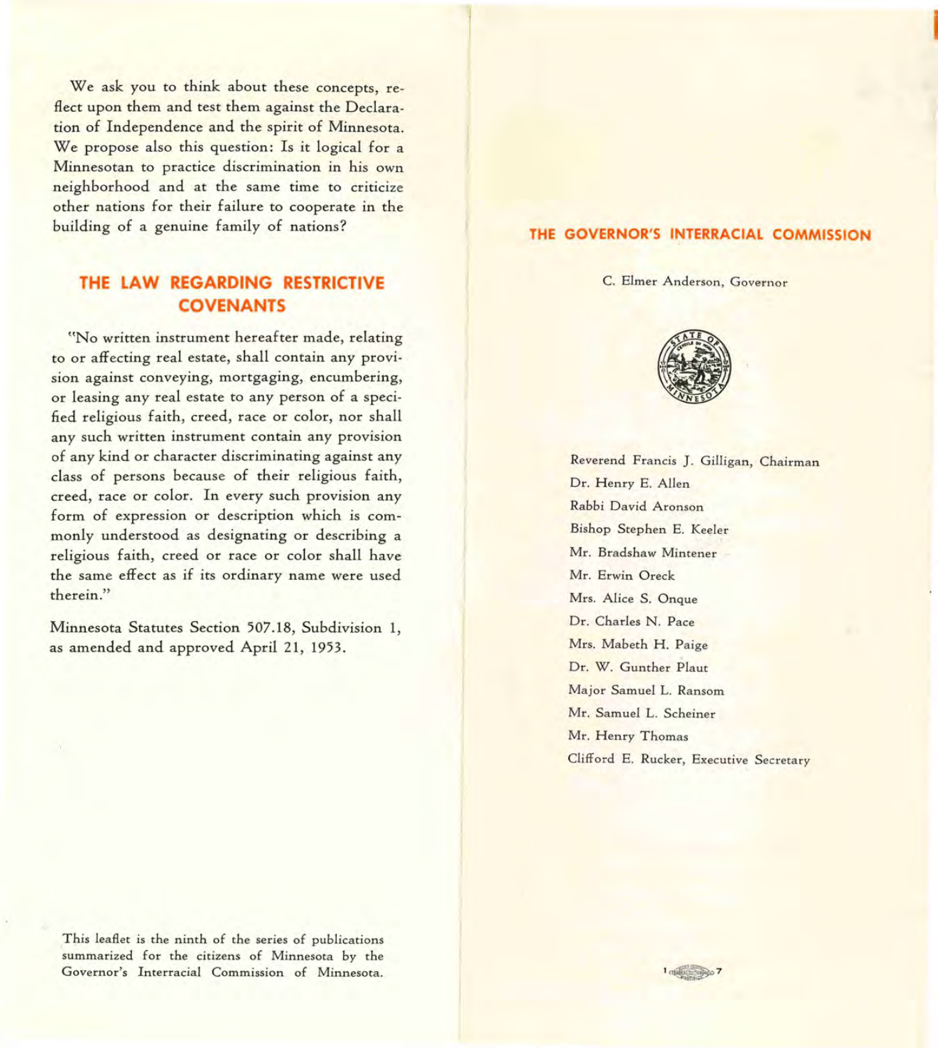We ask you to think about these concepts, reflect upon them and test them against the Declaration of Independence and the spirit of Minnesota. We propose also this question: Is it logical for a Minnesotan to practice discrimination in his own neighborhood and at the same time to criticize other nations for their failure to cooperate in the building of a genuine family of nations?

## THE LAW REGARDING RESTRICTIVE COVENANTS

"No written instrument hereafter made, relating to or affecting real estate, shall contain any provision against conveying, mortgaging, encumbering, or leasing any real estate to any person of a specified religious faith, creed, race or color, nor shall any such written instrument contain any provision of any kind or character discriminating against any class of persons because of their religious faith, creed, race or color. In every such provision any form of expression or description which is commonly understood as designating or describing a religious faith, creed or race or color shall have the same effect as if its ordinary name were used therein."

Minnesota Statutes Section 507.18, Subdivision 1, as amended and approved April 21, 1953.

This leaflet is the ninth of the series of publications summarized for the citizens of Minnesota by the Governor's Interracial Commission of Minnesota.

## THE GOVERNOR'S INTERRACIAL COMMISSION

C. Elmer Anderson, Governor

Reverend Francis J. Gilligan, Chairman
Dr. Henry E. Allen
Rabbi David Aronson
Bishop Stephen E. Keeler
Mr. Bradshaw Mintener
Mr. Erwin Oreck
Mrs. Alice S. Onque
Dr. Charles N. Pace
Mrs. Mabeth H. Paige
Dr. W. Gunther Plaut
Major Samuel L. Ransom
Mr. Samuel L. Scheiner
Mr. Henry Thomas
Clifford E. Rucker, Executive Secretary